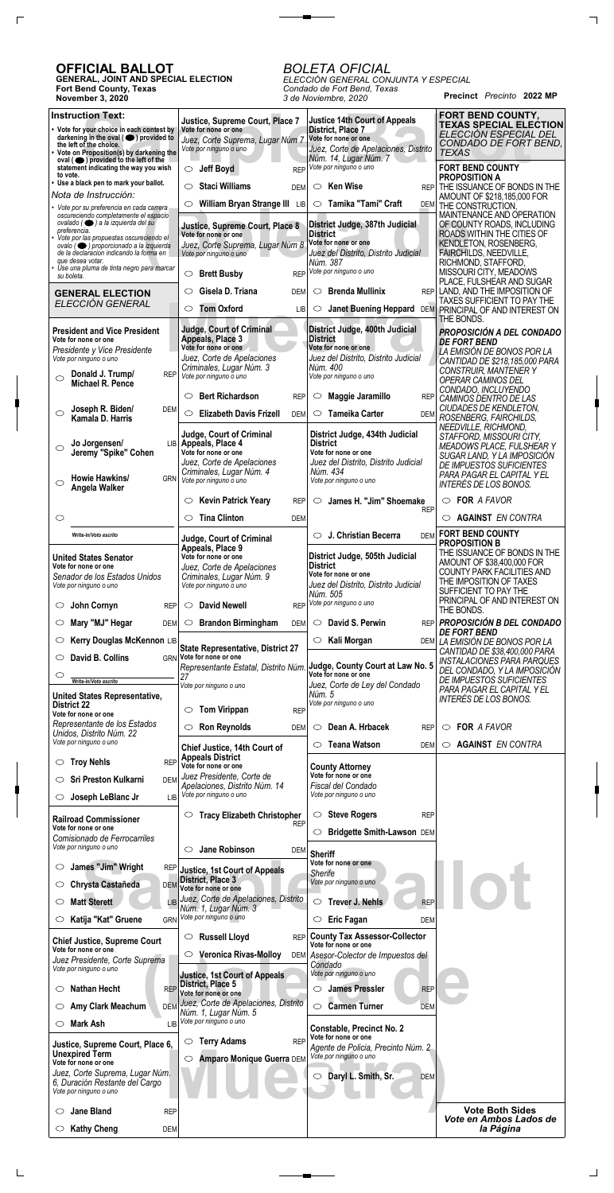# OFFICIAL BALLOT

**GENERAL, JOINT AND SPECIAL ELECTION**
**Fort Bend County, Texas**
**November 3, 2020**

*BOLETA OFICIAL*
*ELECCIÓN GENERAL CONJUNTA Y ESPECIAL*
*Condado de Fort Bend, Texas*
*3 de Noviembre, 2020*

**Precinct** *Precinto* **2022 MP**

**Instruction Text:**

- Vote for your choice in each contest by darkening the oval (⬬) provided to the left of the choice.
- Vote on Proposition(s) by darkening the oval (⬬) provided to the left of the statement indicating the way you wish to vote.
- Use a black pen to mark your ballot.

*Nota de Instrucción:*

- *Vote por su preferencia en cada carrera oscureciendo completamente el espacio ovalado (⬬) a la izquierda del su preferencia.*
- *Vote por las propuestas oscureciendo el ovalo (⬬) proporcionado a la izquierda de la declaración indicando la forma en que desea votar.*
- *Use una pluma de tinta negro para marcar su boleta.*

## GENERAL ELECTION
*ELECCIÓN GENERAL*

### President and Vice President
Vote for none or one
*Presidente y Vice Presidente*
*Vote por ninguno o uno*

- ○ Donald J. Trump/ Michael R. Pence — REP
- ○ Joseph R. Biden/ Kamala D. Harris — DEM
- ○ Jo Jorgensen/ Jeremy "Spike" Cohen — LIB
- ○ Howie Hawkins/ Angela Walker — GRN
- ○ Write-in/*Voto escrito*

### United States Senator
Vote for none or one
*Senador de los Estados Unidos*
*Vote por ninguno o uno*

- ○ John Cornyn — REP
- ○ Mary "MJ" Hegar — DEM
- ○ Kerry Douglas McKennon — LIB
- ○ David B. Collins — GRN
- ○ Write-in/*Voto escrito*

### United States Representative, District 22
Vote for none or one
*Representante de los Estados Unidos, Distrito Núm. 22*
*Vote por ninguno o uno*

- ○ Troy Nehls — REP
- ○ Sri Preston Kulkarni — DEM
- ○ Joseph LeBlanc Jr — LIB

### Railroad Commissioner
Vote for none or one
*Comisionado de Ferrocarriles*
*Vote por ninguno o uno*

- ○ James "Jim" Wright — REP
- ○ Chrysta Castañeda — DEM
- ○ Matt Sterett — LIB
- ○ Katija "Kat" Gruene — GRN

### Chief Justice, Supreme Court
Vote for none or one
*Juez Presidente, Corte Suprema*
*Vote por ninguno o uno*

- ○ Nathan Hecht — REP
- ○ Amy Clark Meachum — DEM
- ○ Mark Ash — LIB

### Justice, Supreme Court, Place 6, Unexpired Term
Vote for none or one
*Juez, Corte Suprema, Lugar Núm. 6, Duración Restante del Cargo*
*Vote por ninguno o uno*

- ○ Jane Bland — REP
- ○ Kathy Cheng — DEM

### Justice, Supreme Court, Place 7
Vote for none or one
*Juez, Corte Suprema, Lugar Núm 7*
*Vote por ninguno o uno*

- ○ Jeff Boyd — REP
- ○ Staci Williams — DEM
- ○ William Bryan Strange III — LIB

### Justice, Supreme Court, Place 8
Vote for none or one
*Juez, Corte Suprema, Lugar Núm 8*
*Vote por ninguno o uno*

- ○ Brett Busby — REP
- ○ Gisela D. Triana — DEM
- ○ Tom Oxford — LIB

### Judge, Court of Criminal Appeals, Place 3
Vote for none or one
*Juez, Corte de Apelaciones Criminales, Lugar Núm. 3*
*Vote por ninguno o uno*

- ○ Bert Richardson — REP
- ○ Elizabeth Davis Frizell — DEM

### Judge, Court of Criminal Appeals, Place 4
Vote for none or one
*Juez, Corte de Apelaciones Criminales, Lugar Núm. 4*
*Vote por ninguno o uno*

- ○ Kevin Patrick Yeary — REP
- ○ Tina Clinton — DEM

### Judge, Court of Criminal Appeals, Place 9
Vote for none or one
*Juez, Corte de Apelaciones Criminales, Lugar Núm. 9*
*Vote por ninguno o uno*

- ○ David Newell — REP
- ○ Brandon Birmingham — DEM

### State Representative, District 27
Vote for none or one
*Representante Estatal, Distrito Núm. 27*
*Vote por ninguno o uno*

- ○ Tom Virippan — REP
- ○ Ron Reynolds — DEM

### Chief Justice, 14th Court of Appeals District
Vote for none or one
*Juez Presidente, Corte de Apelaciones, Distrito Núm. 14*
*Vote por ninguno o uno*

- ○ Tracy Elizabeth Christopher — REP
- ○ Jane Robinson — DEM

### Justice, 1st Court of Appeals District, Place 3
Vote for none or one
*Juez, Corte de Apelaciones, Distrito Núm. 1, Lugar Núm. 3*
*Vote por ninguno o uno*

- ○ Russell Lloyd — REP
- ○ Veronica Rivas-Molloy — DEM

### Justice, 1st Court of Appeals District, Place 5
Vote for none or one
*Juez, Corte de Apelaciones, Distrito Núm. 1, Lugar Núm. 5*
*Vote por ninguno o uno*

- ○ Terry Adams — REP
- ○ Amparo Monique Guerra — DEM

### Justice 14th Court of Appeals District, Place 7
Vote for none or one
*Juez, Corte de Apelaciones, Distrito Núm. 14, Lugar Núm. 7*
*Vote por ninguno o uno*

- ○ Ken Wise — REP
- ○ Tamika "Tami" Craft — DEM

### District Judge, 387th Judicial District
Vote for none or one
*Juez del Distrito, Distrito Judicial Núm. 387*
*Vote por ninguno o uno*

- ○ Brenda Mullinix — REP
- ○ Janet Buening Heppard — DEM

### District Judge, 400th Judicial District
Vote for none or one
*Juez del Distrito, Distrito Judicial Núm. 400*
*Vote por ninguno o uno*

- ○ Maggie Jaramillo — REP
- ○ Tameika Carter — DEM

### District Judge, 434th Judicial District
Vote for none or one
*Juez del Distrito, Distrito Judicial Núm. 434*
*Vote por ninguno o uno*

- ○ James H. "Jim" Shoemake — REP
- ○ J. Christian Becerra — DEM

### District Judge, 505th Judicial District
Vote for none or one
*Juez del Distrito, Distrito Judicial Núm. 505*
*Vote por ninguno o uno*

- ○ David S. Perwin — REP
- ○ Kali Morgan — DEM

### Judge, County Court at Law No. 5
Vote for none or one
*Juez, Corte de Ley del Condado Núm. 5*
*Vote por ninguno o uno*

- ○ Dean A. Hrbacek — REP
- ○ Teana Watson — DEM

### County Attorney
Vote for none or one
*Fiscal del Condado*
*Vote por ninguno o uno*

- ○ Steve Rogers — REP
- ○ Bridgette Smith-Lawson — DEM

### Sheriff
Vote for none or one
*Sherife*
*Vote por ninguno o uno*

- ○ Trever J. Nehls — REP
- ○ Eric Fagan — DEM

### County Tax Assessor-Collector
Vote for none or one
*Asesor-Colector de Impuestos del Condado*
*Vote por ninguno o uno*

- ○ James Pressler — REP
- ○ Carmen Turner — DEM

### Constable, Precinct No. 2
Vote for none or one
*Agente de Policía, Precinto Núm. 2*
*Vote por ninguno o uno*

- ○ Daryl L. Smith, Sr. — DEM

## FORT BEND COUNTY, TEXAS SPECIAL ELECTION
*ELECCIÓN ESPECIAL DEL CONDADO DE FORT BEND, TEXAS*

### FORT BEND COUNTY PROPOSITION A

THE ISSUANCE OF BONDS IN THE AMOUNT OF $218,185,000 FOR THE CONSTRUCTION, MAINTENANCE AND OPERATION OF COUNTY ROADS, INCLUDING ROADS WITHIN THE CITIES OF KENDLETON, ROSENBERG, FAIRCHILDS, NEEDVILLE, RICHMOND, STAFFORD, MISSOURI CITY, MEADOWS PLACE, FULSHEAR AND SUGAR LAND, AND THE IMPOSITION OF TAXES SUFFICIENT TO PAY THE PRINCIPAL OF AND INTEREST ON THE BONDS.

***PROPOSICIÓN A DEL CONDADO DE FORT BEND***

*LA EMISIÓN DE BONOS POR LA CANTIDAD DE $218,185,000 PARA CONSTRUIR, MANTENER Y OPERAR CAMINOS DEL CONDADO, INCLUYENDO CAMINOS DENTRO DE LAS CIUDADES DE KENDLETON, ROSENBERG, FAIRCHILDS, NEEDVILLE, RICHMOND, STAFFORD, MISSOURI CITY, MEADOWS PLACE, FULSHEAR Y SUGAR LAND, Y LA IMPOSICIÓN DE IMPUESTOS SUFICIENTES PARA PAGAR EL CAPITAL Y EL INTERÉS DE LOS BONOS.*

- ○ **FOR** *A FAVOR*
- ○ **AGAINST** *EN CONTRA*

### FORT BEND COUNTY PROPOSITION B

THE ISSUANCE OF BONDS IN THE AMOUNT OF $38,400,000 FOR COUNTY PARK FACILITIES AND THE IMPOSITION OF TAXES SUFFICIENT TO PAY THE PRINCIPAL OF AND INTEREST ON THE BONDS.

***PROPOSICIÓN B DEL CONDADO DE FORT BEND***

*LA EMISIÓN DE BONOS POR LA CANTIDAD DE $38,400,000 PARA INSTALACIONES PARA PARQUES DEL CONDADO, Y LA IMPOSICIÓN DE IMPUESTOS SUFICIENTES PARA PAGAR EL CAPITAL Y EL INTERÉS DE LOS BONOS.*

- ○ **FOR** *A FAVOR*
- ○ **AGAINST** *EN CONTRA*

**Vote Both Sides**
***Vote en Ambos Lados de la Página***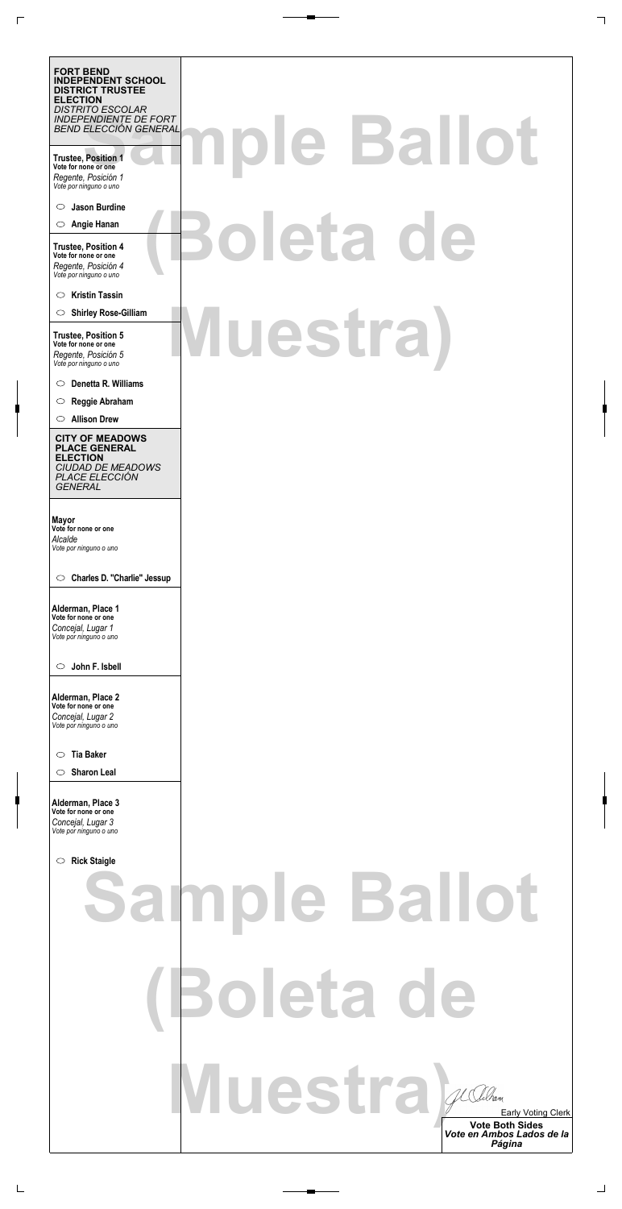## FORT BEND INDEPENDENT SCHOOL DISTRICT TRUSTEE ELECTION
*DISTRITO ESCOLAR INDEPENDIENTE DE FORT BEND ELECCIÓN GENERAL*

**Trustee, Position 1**
**Vote for none or one**
*Regente, Posición 1*
*Vote por ninguno o uno*

- ○ **Jason Burdine**
- ○ **Angie Hanan**

**Trustee, Position 4**
**Vote for none or one**
*Regente, Posición 4*
*Vote por ninguno o uno*

- ○ **Kristin Tassin**
- ○ **Shirley Rose-Gilliam**

**Trustee, Position 5**
**Vote for none or one**
*Regente, Posición 5*
*Vote por ninguno o uno*

- ○ **Denetta R. Williams**
- ○ **Reggie Abraham**
- ○ **Allison Drew**

## CITY OF MEADOWS PLACE GENERAL ELECTION
*CIUDAD DE MEADOWS PLACE ELECCIÓN GENERAL*

**Mayor**
**Vote for none or one**
*Alcalde*
*Vote por ninguno o uno*

- ○ **Charles D. "Charlie" Jessup**

**Alderman, Place 1**
**Vote for none or one**
*Concejal, Lugar 1*
*Vote por ninguno o uno*

- ○ **John F. Isbell**

**Alderman, Place 2**
**Vote for none or one**
*Concejal, Lugar 2*
*Vote por ninguno o uno*

- ○ **Tia Baker**
- ○ **Sharon Leal**

**Alderman, Place 3**
**Vote for none or one**
*Concejal, Lugar 3*
*Vote por ninguno o uno*

- ○ **Rick Staigle**

Sample Ballot (Boleta de Muestra)

Early Voting Clerk

**Vote Both Sides**
***Vote en Ambos Lados de la Página***